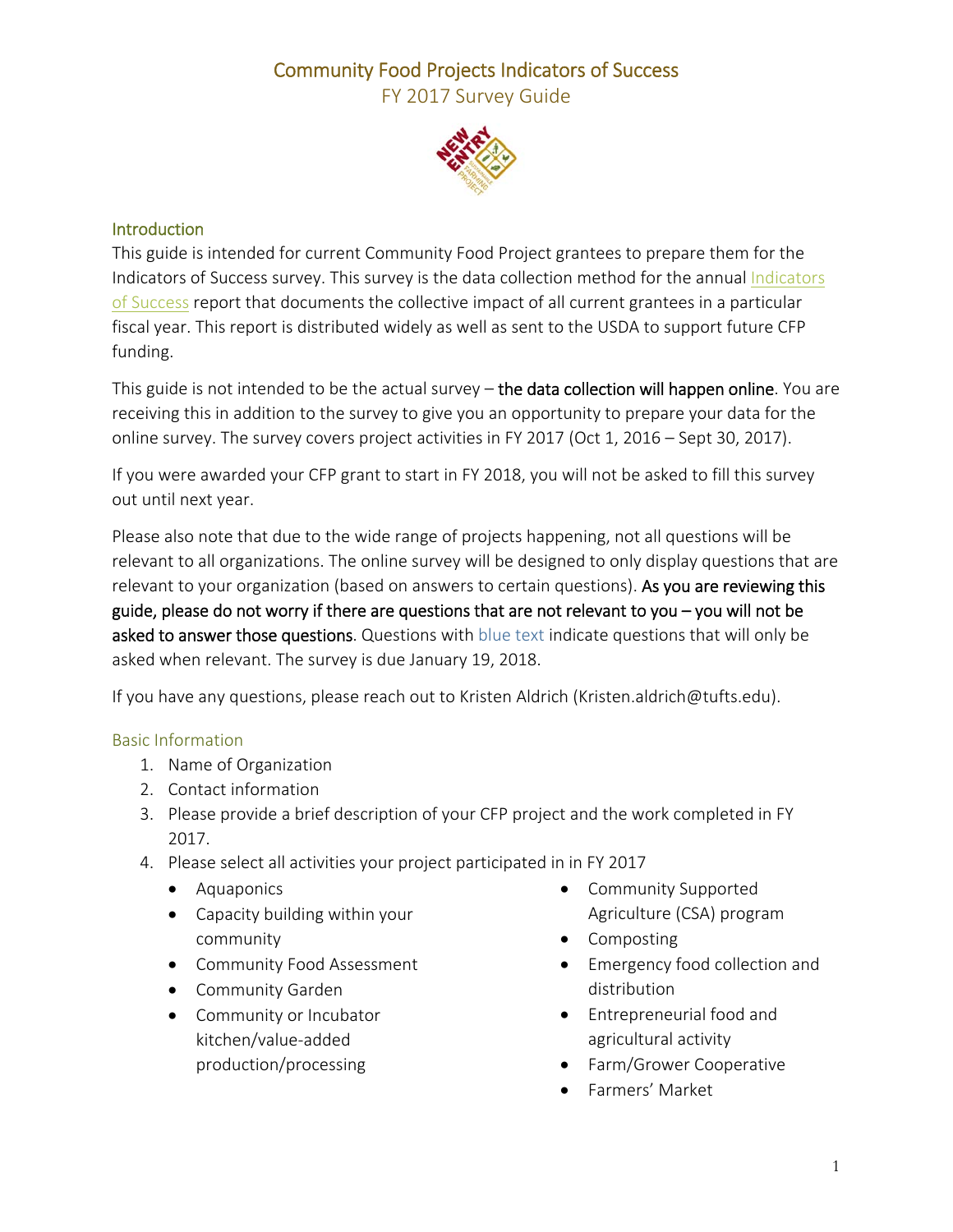# Community Food Projects Indicators of Success

FY 2017 Survey Guide

## Introduction

This guide is intended for current Community Food Project grantees to prepare them for the Indicators of Success survey. This survey is the data collection method for the annual Indicators of Success report that documents the collective impact of all current grantees in a particular fiscal year. This report is distributed widely as well as sent to the USDA to support future CFP funding.

This guide is not intended to be the actual survey – **the data collection will happen online**. You are receiving this in addition to the survey to give you an opportunity to prepare your data for the online survey. The survey covers project activities in FY 2017 (Oct 1, 2016 – Sept 30, 2017).

If you were awarded your CFP grant to start in FY 2018, you will not be asked to fill this survey out until next year.

Please also note that due to the wide range of projects happening, not all questions will be relevant to all organizations. The online survey will be designed to only display questions that are relevant to your organization (based on answers to certain questions). **As you are reviewing this guide, please do not worry if there are questions that are not relevant to you – you will not be asked to answer those questions**. Questions with blue text indicate questions that will only be asked when relevant. The survey is due January 19, 2018.

If you have any questions, please reach out to Kristen Aldrich (Kristen.aldrich@tufts.edu).

## Basic Information

1. Name of Organization
2. Contact information
3. Please provide a brief description of your CFP project and the work completed in FY 2017.
4. Please select all activities your project participated in in FY 2017
   - Aquaponics
   - Capacity building within your community
   - Community Food Assessment
   - Community Garden
   - Community or Incubator kitchen/value-added production/processing
   - Community Supported Agriculture (CSA) program
   - Composting
   - Emergency food collection and distribution
   - Entrepreneurial food and agricultural activity
   - Farm/Grower Cooperative
   - Farmers' Market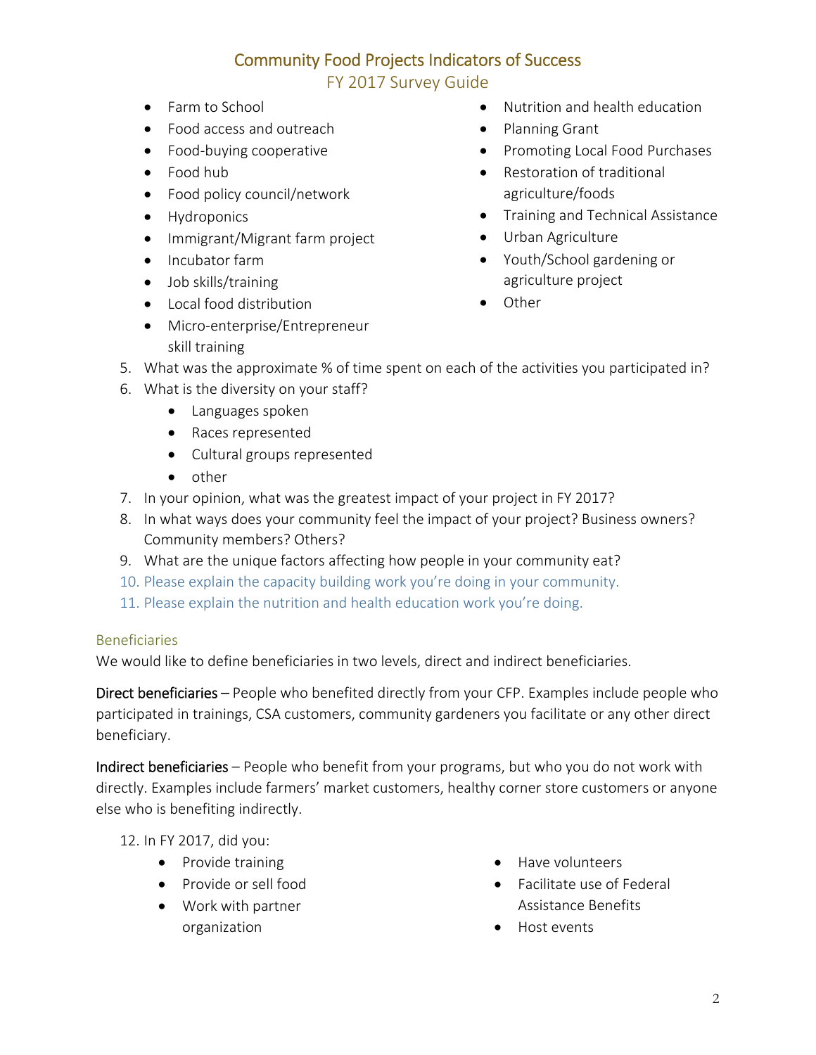- Farm to School
- Food access and outreach
- Food-buying cooperative
- Food hub
- Food policy council/network
- Hydroponics
- Immigrant/Migrant farm project
- Incubator farm
- Job skills/training
- Local food distribution
- Micro-enterprise/Entrepreneur skill training
- Nutrition and health education
- Planning Grant
- Promoting Local Food Purchases
- Restoration of traditional agriculture/foods
- Training and Technical Assistance
- Urban Agriculture
- Youth/School gardening or agriculture project
- Other

5. What was the approximate % of time spent on each of the activities you participated in?
6. What is the diversity on your staff?
   - Languages spoken
   - Races represented
   - Cultural groups represented
   - other
7. In your opinion, what was the greatest impact of your project in FY 2017?
8. In what ways does your community feel the impact of your project? Business owners? Community members? Others?
9. What are the unique factors affecting how people in your community eat?
10. Please explain the capacity building work you're doing in your community.
11. Please explain the nutrition and health education work you're doing.

## Beneficiaries

We would like to define beneficiaries in two levels, direct and indirect beneficiaries.

**Direct beneficiaries** – People who benefited directly from your CFP. Examples include people who participated in trainings, CSA customers, community gardeners you facilitate or any other direct beneficiary.

**Indirect beneficiaries** – People who benefit from your programs, but who you do not work with directly. Examples include farmers' market customers, healthy corner store customers or anyone else who is benefiting indirectly.

12. In FY 2017, did you:
    - Provide training
    - Provide or sell food
    - Work with partner organization
    - Have volunteers
    - Facilitate use of Federal Assistance Benefits
    - Host events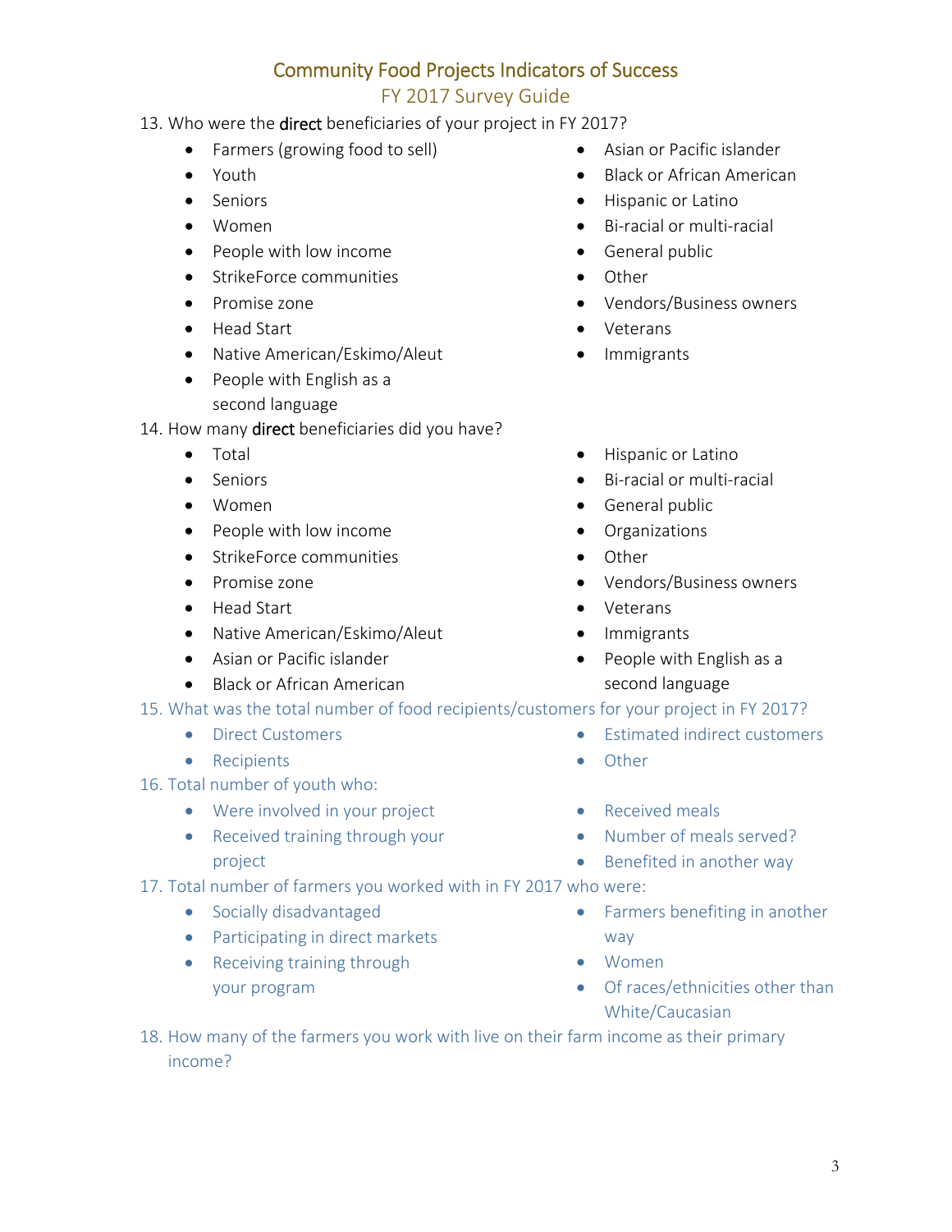# Community Food Projects Indicators of Success
## FY 2017 Survey Guide

13. Who were the **direct** beneficiaries of your project in FY 2017?
    - Farmers (growing food to sell)
    - Youth
    - Seniors
    - Women
    - People with low income
    - StrikeForce communities
    - Promise zone
    - Head Start
    - Native American/Eskimo/Aleut
    - People with English as a second language
    - Asian or Pacific islander
    - Black or African American
    - Hispanic or Latino
    - Bi-racial or multi-racial
    - General public
    - Other
    - Vendors/Business owners
    - Veterans
    - Immigrants
14. How many **direct** beneficiaries did you have?
    - Total
    - Seniors
    - Women
    - People with low income
    - StrikeForce communities
    - Promise zone
    - Head Start
    - Native American/Eskimo/Aleut
    - Asian or Pacific islander
    - Black or African American
    - Hispanic or Latino
    - Bi-racial or multi-racial
    - General public
    - Organizations
    - Other
    - Vendors/Business owners
    - Veterans
    - Immigrants
    - People with English as a second language
15. What was the total number of food recipients/customers for your project in FY 2017?
    - Direct Customers
    - Recipients
    - Estimated indirect customers
    - Other
16. Total number of youth who:
    - Were involved in your project
    - Received training through your project
    - Received meals
    - Number of meals served?
    - Benefited in another way
17. Total number of farmers you worked with in FY 2017 who were:
    - Socially disadvantaged
    - Participating in direct markets
    - Receiving training through your program
    - Farmers benefiting in another way
    - Women
    - Of races/ethnicities other than White/Caucasian
18. How many of the farmers you work with live on their farm income as their primary income?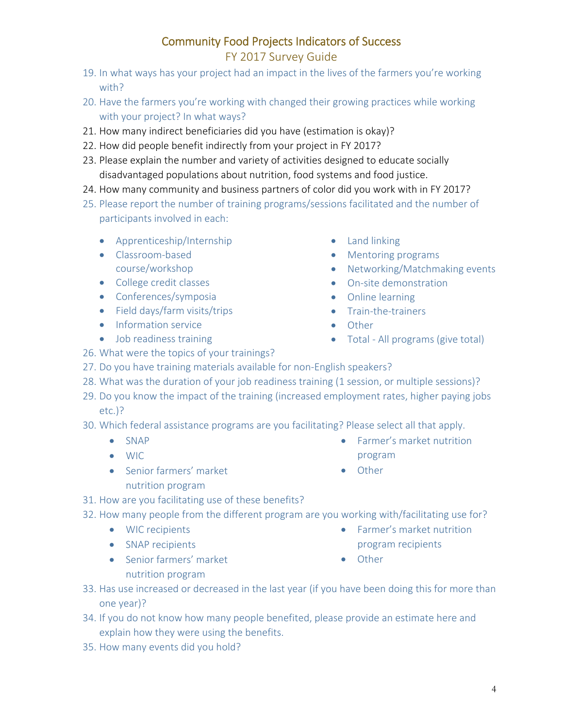19. In what ways has your project had an impact in the lives of the farmers you're working with?
20. Have the farmers you're working with changed their growing practices while working with your project? In what ways?
21. How many indirect beneficiaries did you have (estimation is okay)?
22. How did people benefit indirectly from your project in FY 2017?
23. Please explain the number and variety of activities designed to educate socially disadvantaged populations about nutrition, food systems and food justice.
24. How many community and business partners of color did you work with in FY 2017?
25. Please report the number of training programs/sessions facilitated and the number of participants involved in each:
    - Apprenticeship/Internship
    - Classroom-based course/workshop
    - College credit classes
    - Conferences/symposia
    - Field days/farm visits/trips
    - Information service
    - Job readiness training
    - Land linking
    - Mentoring programs
    - Networking/Matchmaking events
    - On-site demonstration
    - Online learning
    - Train-the-trainers
    - Other
    - Total - All programs (give total)
26. What were the topics of your trainings?
27. Do you have training materials available for non-English speakers?
28. What was the duration of your job readiness training (1 session, or multiple sessions)?
29. Do you know the impact of the training (increased employment rates, higher paying jobs etc.)?
30. Which federal assistance programs are you facilitating? Please select all that apply.
    - SNAP
    - WIC
    - Senior farmers' market nutrition program
    - Farmer's market nutrition program
    - Other
31. How are you facilitating use of these benefits?
32. How many people from the different program are you working with/facilitating use for?
    - WIC recipients
    - SNAP recipients
    - Senior farmers' market nutrition program
    - Farmer's market nutrition program recipients
    - Other
33. Has use increased or decreased in the last year (if you have been doing this for more than one year)?
34. If you do not know how many people benefited, please provide an estimate here and explain how they were using the benefits.
35. How many events did you hold?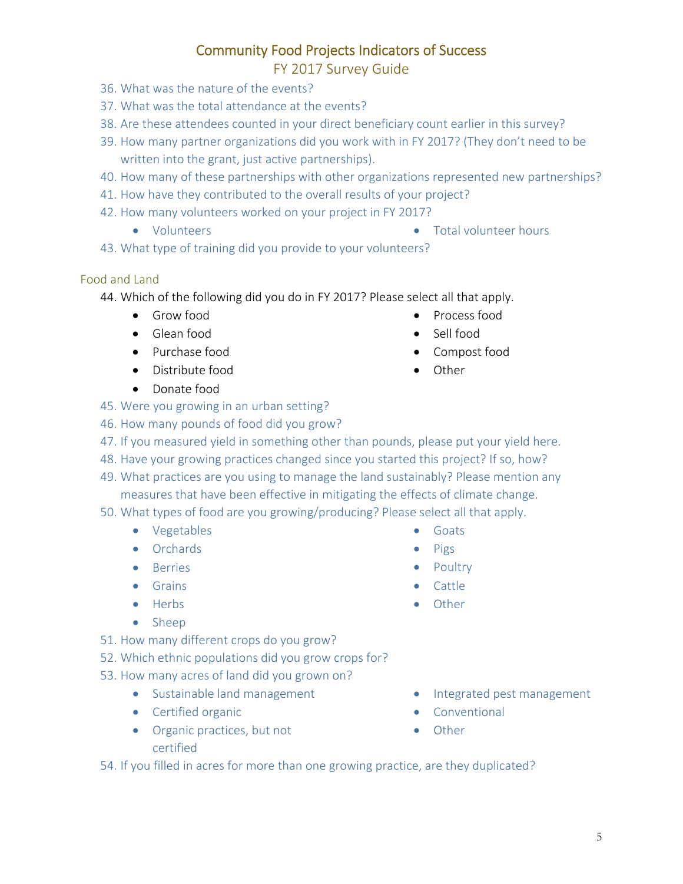36. What was the nature of the events?
37. What was the total attendance at the events?
38. Are these attendees counted in your direct beneficiary count earlier in this survey?
39. How many partner organizations did you work with in FY 2017? (They don't need to be written into the grant, just active partnerships).
40. How many of these partnerships with other organizations represented new partnerships?
41. How have they contributed to the overall results of your project?
42. How many volunteers worked on your project in FY 2017?
    - Volunteers
    - Total volunteer hours
43. What type of training did you provide to your volunteers?

### Food and Land

44. Which of the following did you do in FY 2017? Please select all that apply.
    - Grow food
    - Glean food
    - Purchase food
    - Distribute food
    - Donate food
    - Process food
    - Sell food
    - Compost food
    - Other
45. Were you growing in an urban setting?
46. How many pounds of food did you grow?
47. If you measured yield in something other than pounds, please put your yield here.
48. Have your growing practices changed since you started this project? If so, how?
49. What practices are you using to manage the land sustainably? Please mention any measures that have been effective in mitigating the effects of climate change.
50. What types of food are you growing/producing? Please select all that apply.
    - Vegetables
    - Orchards
    - Berries
    - Grains
    - Herbs
    - Sheep
    - Goats
    - Pigs
    - Poultry
    - Cattle
    - Other
51. How many different crops do you grow?
52. Which ethnic populations did you grow crops for?
53. How many acres of land did you grown on?
    - Sustainable land management
    - Certified organic
    - Organic practices, but not certified
    - Integrated pest management
    - Conventional
    - Other
54. If you filled in acres for more than one growing practice, are they duplicated?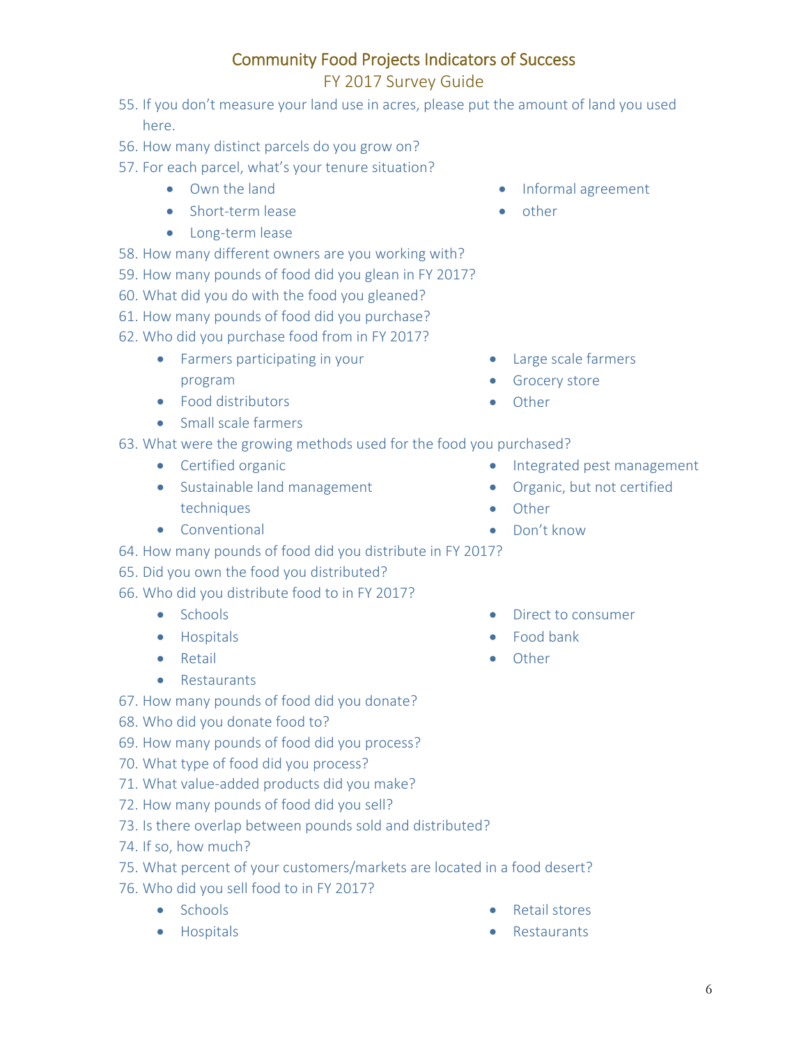55. If you don't measure your land use in acres, please put the amount of land you used here.
56. How many distinct parcels do you grow on?
57. For each parcel, what's your tenure situation?
    - Own the land
    - Short-term lease
    - Long-term lease
    - Informal agreement
    - other
58. How many different owners are you working with?
59. How many pounds of food did you glean in FY 2017?
60. What did you do with the food you gleaned?
61. How many pounds of food did you purchase?
62. Who did you purchase food from in FY 2017?
    - Farmers participating in your program
    - Food distributors
    - Small scale farmers
    - Large scale farmers
    - Grocery store
    - Other
63. What were the growing methods used for the food you purchased?
    - Certified organic
    - Sustainable land management techniques
    - Conventional
    - Integrated pest management
    - Organic, but not certified
    - Other
    - Don't know
64. How many pounds of food did you distribute in FY 2017?
65. Did you own the food you distributed?
66. Who did you distribute food to in FY 2017?
    - Schools
    - Hospitals
    - Retail
    - Restaurants
    - Direct to consumer
    - Food bank
    - Other
67. How many pounds of food did you donate?
68. Who did you donate food to?
69. How many pounds of food did you process?
70. What type of food did you process?
71. What value-added products did you make?
72. How many pounds of food did you sell?
73. Is there overlap between pounds sold and distributed?
74. If so, how much?
75. What percent of your customers/markets are located in a food desert?
76. Who did you sell food to in FY 2017?
    - Schools
    - Hospitals
    - Retail stores
    - Restaurants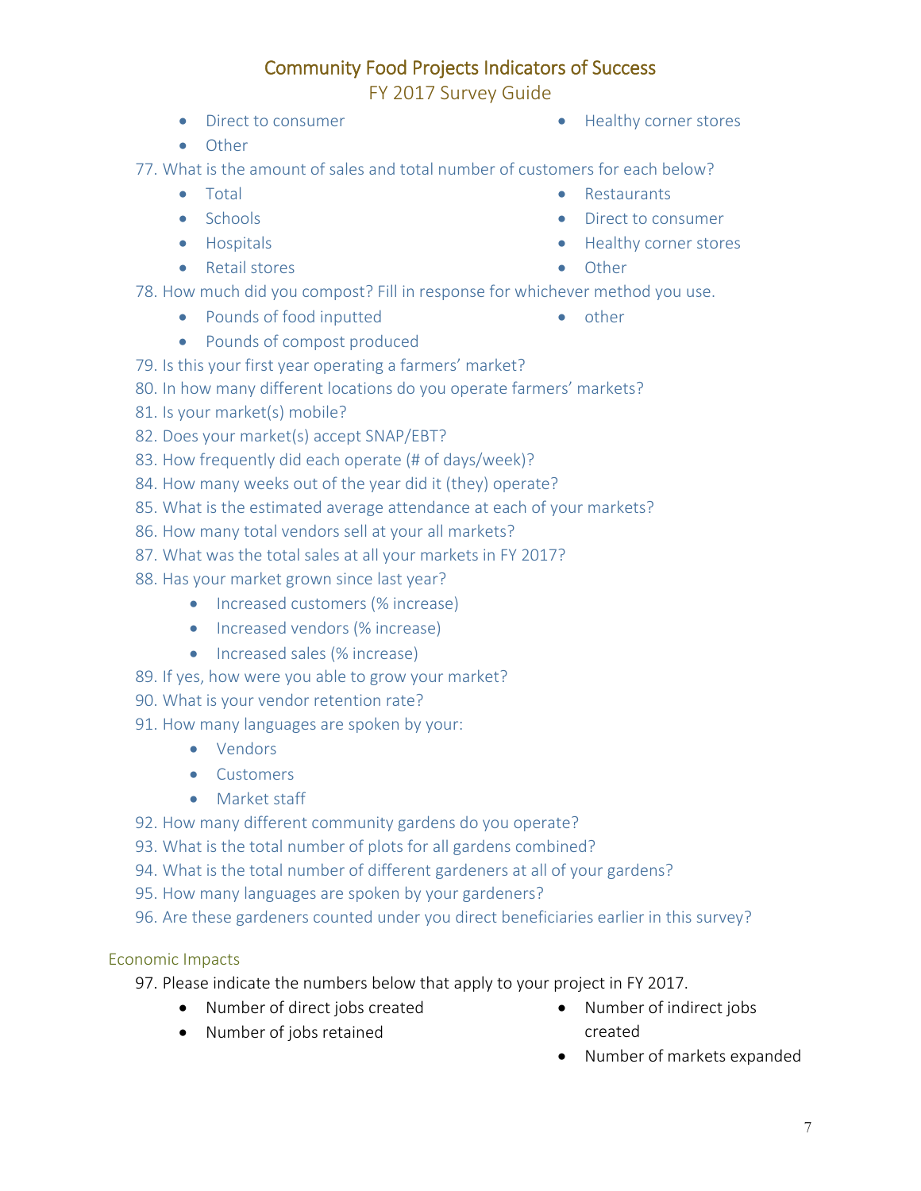- Direct to consumer
- Other
- Healthy corner stores

77. What is the amount of sales and total number of customers for each below?
    - Total
    - Schools
    - Hospitals
    - Retail stores
    - Restaurants
    - Direct to consumer
    - Healthy corner stores
    - Other
78. How much did you compost? Fill in response for whichever method you use.
    - Pounds of food inputted
    - Pounds of compost produced
    - other
79. Is this your first year operating a farmers' market?
80. In how many different locations do you operate farmers' markets?
81. Is your market(s) mobile?
82. Does your market(s) accept SNAP/EBT?
83. How frequently did each operate (# of days/week)?
84. How many weeks out of the year did it (they) operate?
85. What is the estimated average attendance at each of your markets?
86. How many total vendors sell at your all markets?
87. What was the total sales at all your markets in FY 2017?
88. Has your market grown since last year?
    - Increased customers (% increase)
    - Increased vendors (% increase)
    - Increased sales (% increase)
89. If yes, how were you able to grow your market?
90. What is your vendor retention rate?
91. How many languages are spoken by your:
    - Vendors
    - Customers
    - Market staff
92. How many different community gardens do you operate?
93. What is the total number of plots for all gardens combined?
94. What is the total number of different gardeners at all of your gardens?
95. How many languages are spoken by your gardeners?
96. Are these gardeners counted under you direct beneficiaries earlier in this survey?

## Economic Impacts

97. Please indicate the numbers below that apply to your project in FY 2017.
    - Number of direct jobs created
    - Number of jobs retained
    - Number of indirect jobs created
    - Number of markets expanded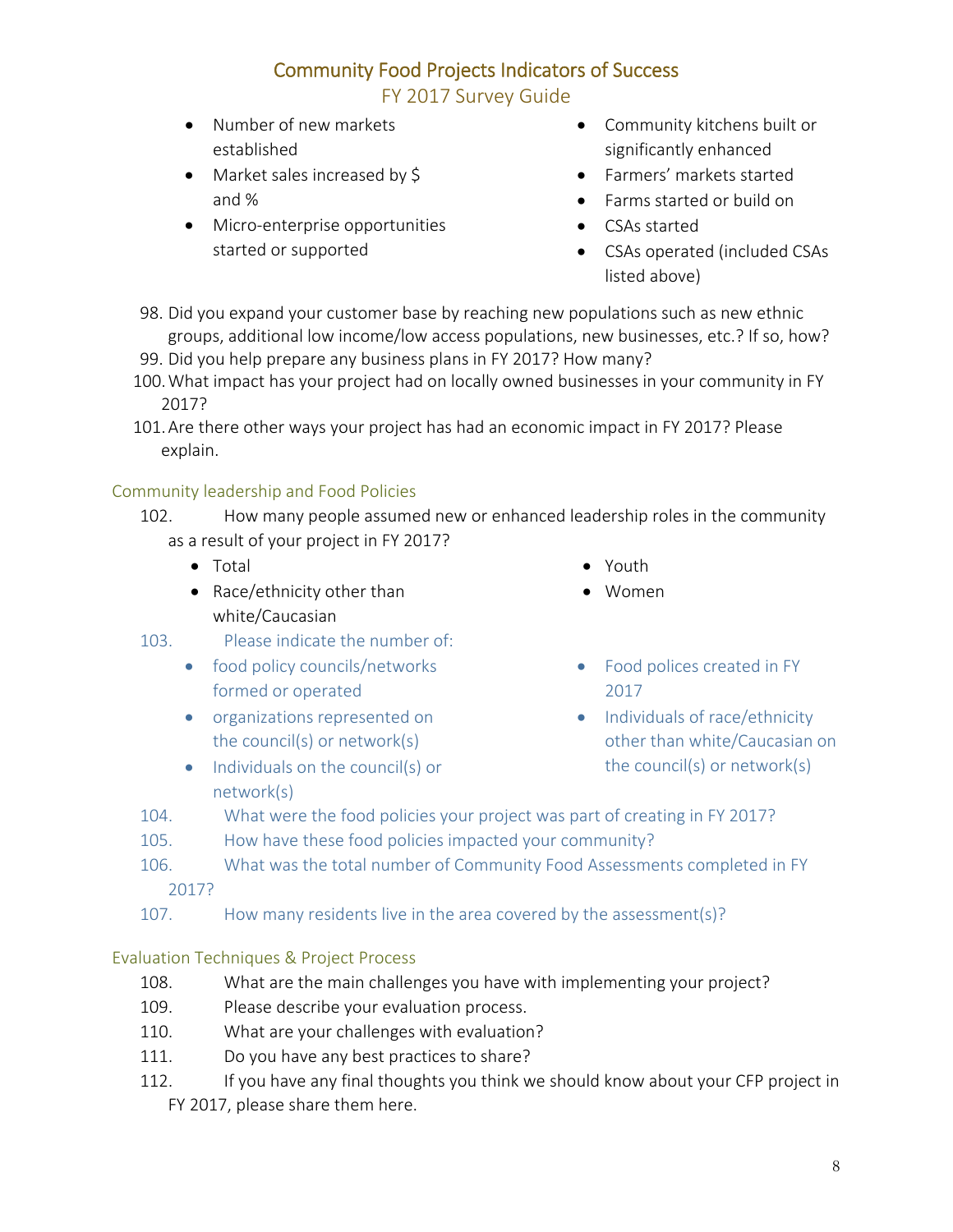- Number of new markets established
- Market sales increased by $ and %
- Micro-enterprise opportunities started or supported
- Community kitchens built or significantly enhanced
- Farmers' markets started
- Farms started or build on
- CSAs started
- CSAs operated (included CSAs listed above)

98. Did you expand your customer base by reaching new populations such as new ethnic groups, additional low income/low access populations, new businesses, etc.? If so, how?
99. Did you help prepare any business plans in FY 2017? How many?
100. What impact has your project had on locally owned businesses in your community in FY 2017?
101. Are there other ways your project has had an economic impact in FY 2017? Please explain.

## Community leadership and Food Policies

102. How many people assumed new or enhanced leadership roles in the community as a result of your project in FY 2017?
    - Total
    - Race/ethnicity other than white/Caucasian
    - Youth
    - Women
103. Please indicate the number of:
    - food policy councils/networks formed or operated
    - organizations represented on the council(s) or network(s)
    - Individuals on the council(s) or network(s)
    - Food polices created in FY 2017
    - Individuals of race/ethnicity other than white/Caucasian on the council(s) or network(s)
104. What were the food policies your project was part of creating in FY 2017?
105. How have these food policies impacted your community?
106. What was the total number of Community Food Assessments completed in FY 2017?
107. How many residents live in the area covered by the assessment(s)?

## Evaluation Techniques & Project Process

108. What are the main challenges you have with implementing your project?
109. Please describe your evaluation process.
110. What are your challenges with evaluation?
111. Do you have any best practices to share?
112. If you have any final thoughts you think we should know about your CFP project in FY 2017, please share them here.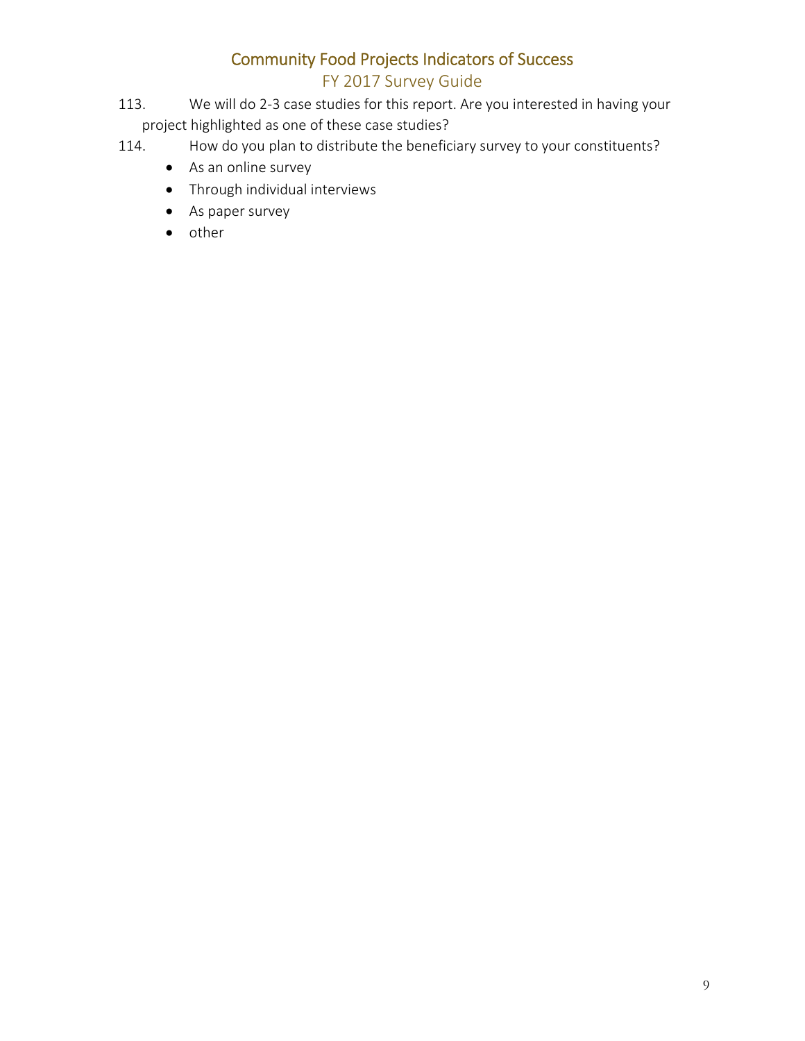113. We will do 2-3 case studies for this report. Are you interested in having your project highlighted as one of these case studies?

114. How do you plan to distribute the beneficiary survey to your constituents?
   - As an online survey
   - Through individual interviews
   - As paper survey
   - other